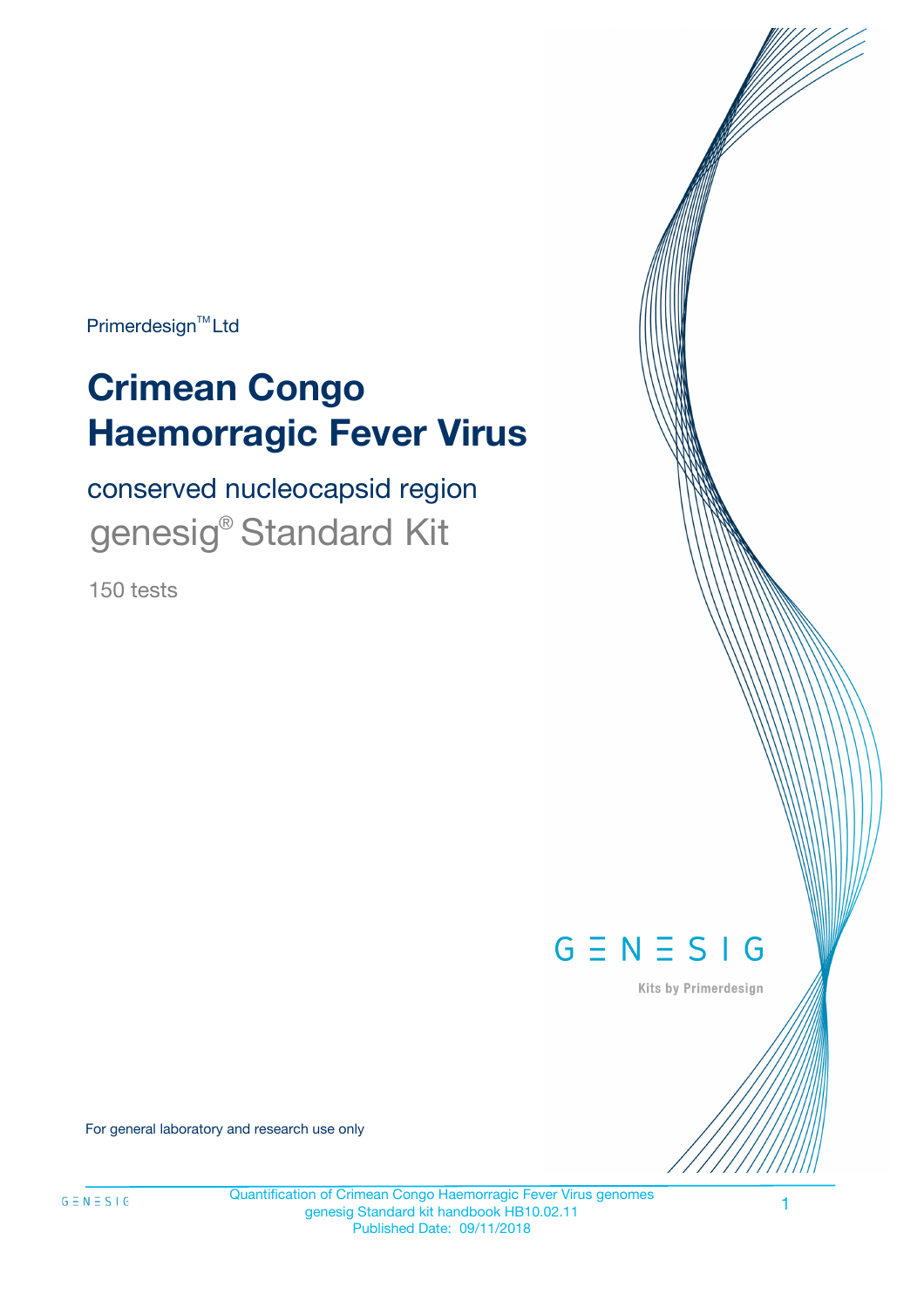Primerdesign™ Ltd

# Crimean Congo Haemorragic Fever Virus

## conserved nucleocapsid region

## genesig® Standard Kit

150 tests

GENESIG

Kits by Primerdesign

For general laboratory and research use only

Quantification of Crimean Congo Haemorragic Fever Virus genomes
genesig Standard kit handbook HB10.02.11
Published Date: 09/11/2018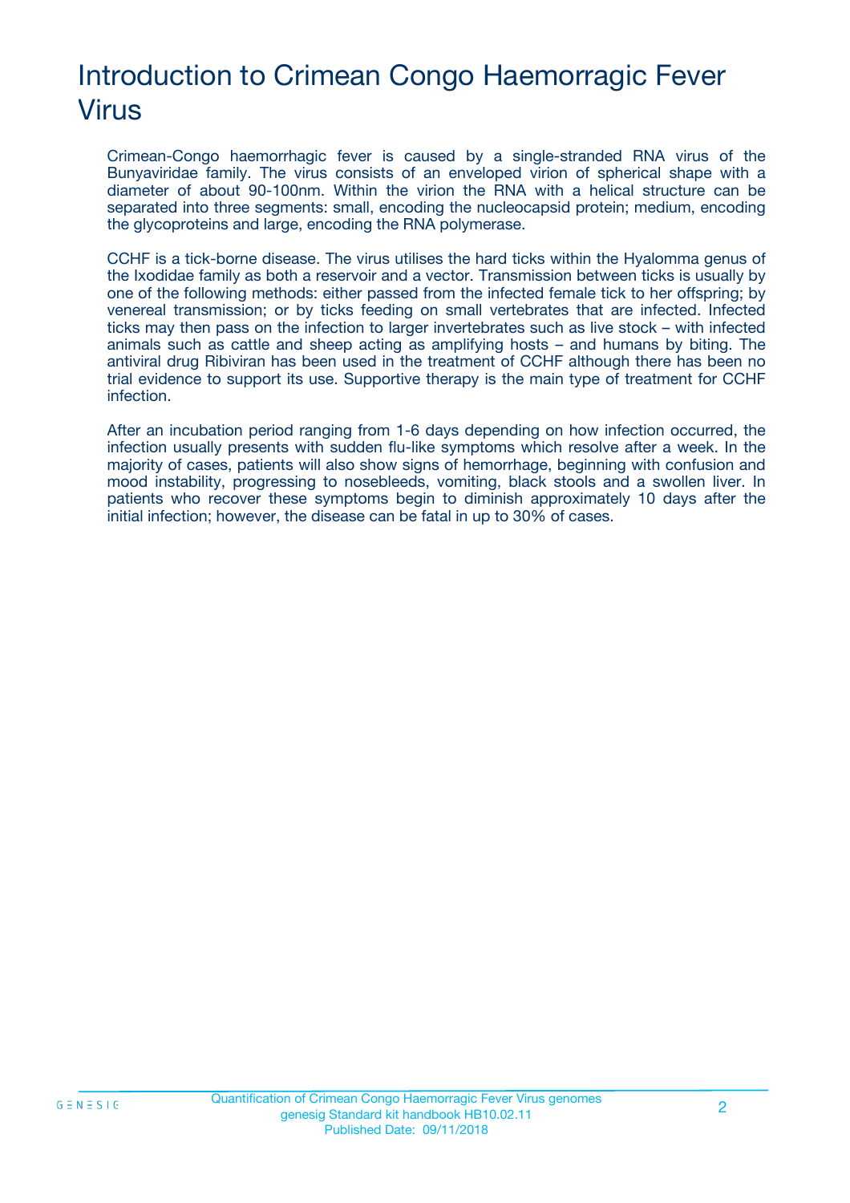# Introduction to Crimean Congo Haemorragic Fever Virus

Crimean-Congo haemorrhagic fever is caused by a single-stranded RNA virus of the Bunyaviridae family. The virus consists of an enveloped virion of spherical shape with a diameter of about 90-100nm. Within the virion the RNA with a helical structure can be separated into three segments: small, encoding the nucleocapsid protein; medium, encoding the glycoproteins and large, encoding the RNA polymerase.

CCHF is a tick-borne disease. The virus utilises the hard ticks within the Hyalomma genus of the Ixodidae family as both a reservoir and a vector. Transmission between ticks is usually by one of the following methods: either passed from the infected female tick to her offspring; by venereal transmission; or by ticks feeding on small vertebrates that are infected. Infected ticks may then pass on the infection to larger invertebrates such as live stock – with infected animals such as cattle and sheep acting as amplifying hosts – and humans by biting. The antiviral drug Ribiviran has been used in the treatment of CCHF although there has been no trial evidence to support its use. Supportive therapy is the main type of treatment for CCHF infection.

After an incubation period ranging from 1-6 days depending on how infection occurred, the infection usually presents with sudden flu-like symptoms which resolve after a week. In the majority of cases, patients will also show signs of hemorrhage, beginning with confusion and mood instability, progressing to nosebleeds, vomiting, black stools and a swollen liver. In patients who recover these symptoms begin to diminish approximately 10 days after the initial infection; however, the disease can be fatal in up to 30% of cases.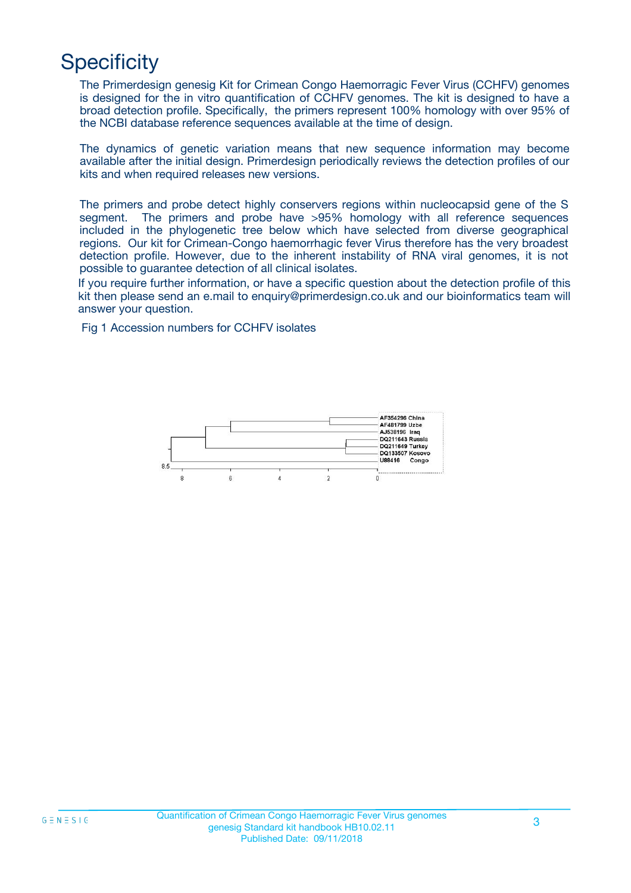# Specificity

The Primerdesign genesig Kit for Crimean Congo Haemorragic Fever Virus (CCHFV) genomes is designed for the in vitro quantification of CCHFV genomes. The kit is designed to have a broad detection profile. Specifically, the primers represent 100% homology with over 95% of the NCBI database reference sequences available at the time of design.

The dynamics of genetic variation means that new sequence information may become available after the initial design. Primerdesign periodically reviews the detection profiles of our kits and when required releases new versions.

The primers and probe detect highly conservers regions within nucleocapsid gene of the S segment. The primers and probe have >95% homology with all reference sequences included in the phylogenetic tree below which have selected from diverse geographical regions. Our kit for Crimean-Congo haemorrhagic fever Virus therefore has the very broadest detection profile. However, due to the inherent instability of RNA viral genomes, it is not possible to guarantee detection of all clinical isolates.

If you require further information, or have a specific question about the detection profile of this kit then please send an e.mail to enquiry@primerdesign.co.uk and our bioinformatics team will answer your question.

Fig 1 Accession numbers for CCHFV isolates

AF354296 China
AF481799 Uzbe
AJ538196 Iraq
DQ211643 Russia
DQ211649 Turkey
DQ133507 Kosovo
U88416 Congo

8.5 | 8 | 6 | 4 | 2 | 0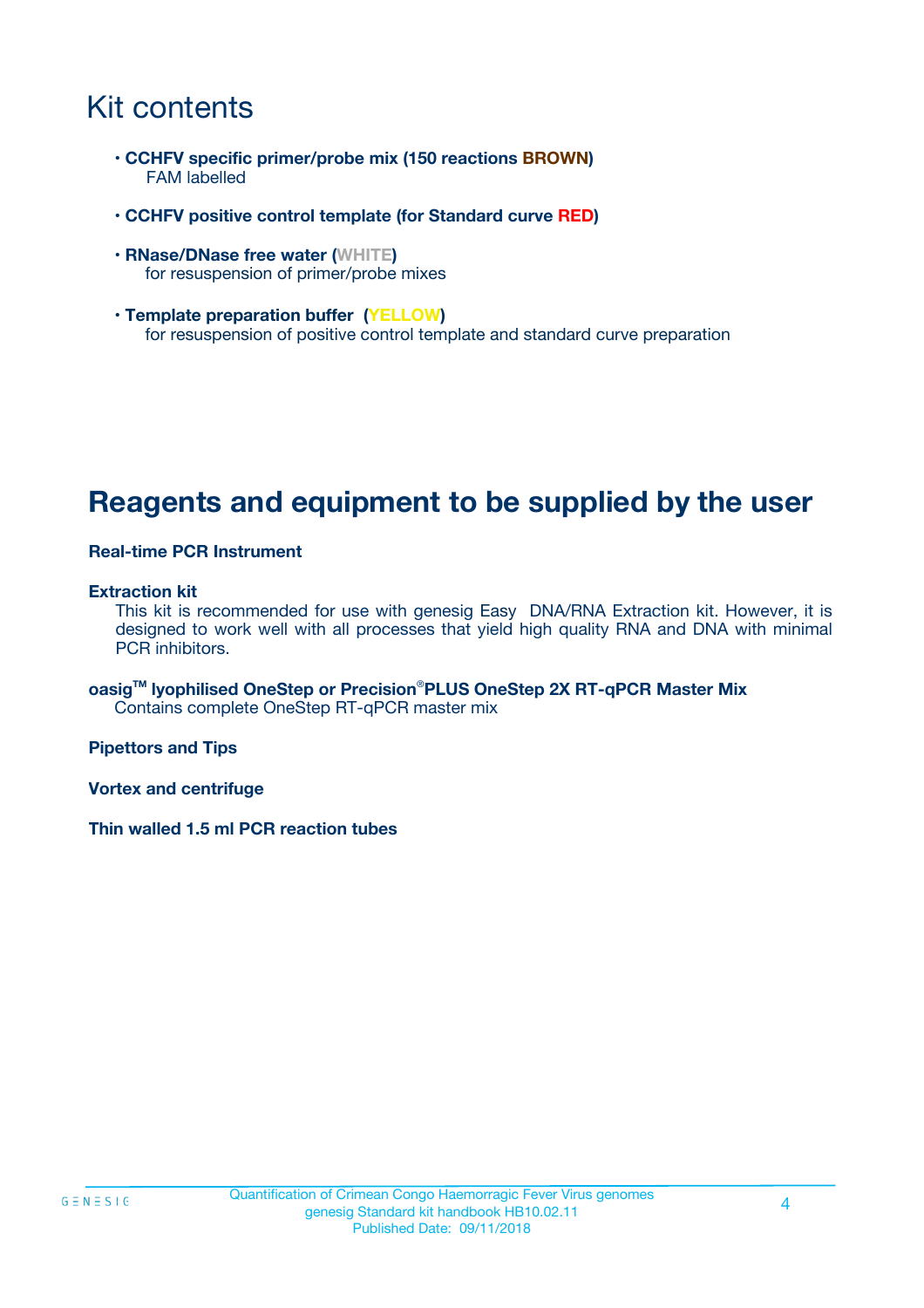# Kit contents

- **CCHFV specific primer/probe mix (150 reactions BROWN)**
  FAM labelled

- **CCHFV positive control template (for Standard curve RED)**

- **RNase/DNase free water (WHITE)**
  for resuspension of primer/probe mixes

- **Template preparation buffer (YELLOW)**
  for resuspension of positive control template and standard curve preparation

# Reagents and equipment to be supplied by the user

**Real-time PCR Instrument**

**Extraction kit**
This kit is recommended for use with genesig Easy DNA/RNA Extraction kit. However, it is designed to work well with all processes that yield high quality RNA and DNA with minimal PCR inhibitors.

**oasig™ lyophilised OneStep or Precision®PLUS OneStep 2X RT-qPCR Master Mix**
Contains complete OneStep RT-qPCR master mix

**Pipettors and Tips**

**Vortex and centrifuge**

**Thin walled 1.5 ml PCR reaction tubes**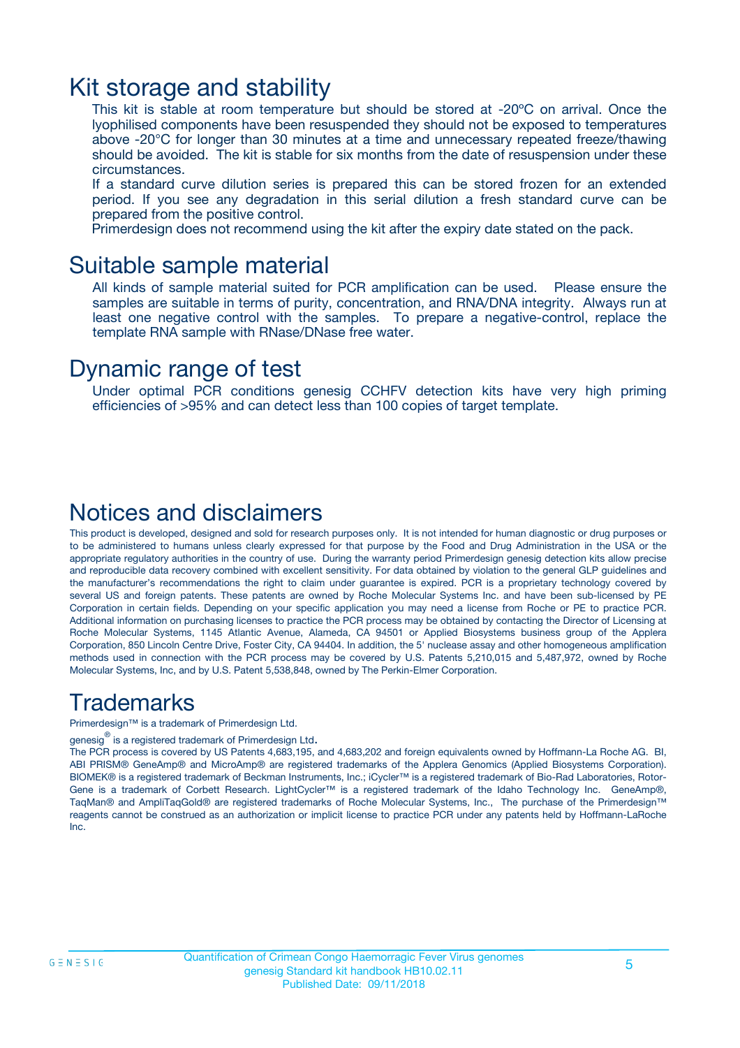# Kit storage and stability

This kit is stable at room temperature but should be stored at -20ºC on arrival. Once the lyophilised components have been resuspended they should not be exposed to temperatures above -20°C for longer than 30 minutes at a time and unnecessary repeated freeze/thawing should be avoided. The kit is stable for six months from the date of resuspension under these circumstances.

If a standard curve dilution series is prepared this can be stored frozen for an extended period. If you see any degradation in this serial dilution a fresh standard curve can be prepared from the positive control.

Primerdesign does not recommend using the kit after the expiry date stated on the pack.

# Suitable sample material

All kinds of sample material suited for PCR amplification can be used. Please ensure the samples are suitable in terms of purity, concentration, and RNA/DNA integrity. Always run at least one negative control with the samples. To prepare a negative-control, replace the template RNA sample with RNase/DNase free water.

# Dynamic range of test

Under optimal PCR conditions genesig CCHFV detection kits have very high priming efficiencies of >95% and can detect less than 100 copies of target template.

# Notices and disclaimers

This product is developed, designed and sold for research purposes only. It is not intended for human diagnostic or drug purposes or to be administered to humans unless clearly expressed for that purpose by the Food and Drug Administration in the USA or the appropriate regulatory authorities in the country of use. During the warranty period Primerdesign genesig detection kits allow precise and reproducible data recovery combined with excellent sensitivity. For data obtained by violation to the general GLP guidelines and the manufacturer's recommendations the right to claim under guarantee is expired. PCR is a proprietary technology covered by several US and foreign patents. These patents are owned by Roche Molecular Systems Inc. and have been sub-licensed by PE Corporation in certain fields. Depending on your specific application you may need a license from Roche or PE to practice PCR. Additional information on purchasing licenses to practice the PCR process may be obtained by contacting the Director of Licensing at Roche Molecular Systems, 1145 Atlantic Avenue, Alameda, CA 94501 or Applied Biosystems business group of the Applera Corporation, 850 Lincoln Centre Drive, Foster City, CA 94404. In addition, the 5' nuclease assay and other homogeneous amplification methods used in connection with the PCR process may be covered by U.S. Patents 5,210,015 and 5,487,972, owned by Roche Molecular Systems, Inc, and by U.S. Patent 5,538,848, owned by The Perkin-Elmer Corporation.

# Trademarks

Primerdesign™ is a trademark of Primerdesign Ltd.

genesig® is a registered trademark of Primerdesign Ltd.

The PCR process is covered by US Patents 4,683,195, and 4,683,202 and foreign equivalents owned by Hoffmann-La Roche AG. BI, ABI PRISM® GeneAmp® and MicroAmp® are registered trademarks of the Applera Genomics (Applied Biosystems Corporation). BIOMEK® is a registered trademark of Beckman Instruments, Inc.; iCycler™ is a registered trademark of Bio-Rad Laboratories, Rotor-Gene is a trademark of Corbett Research. LightCycler™ is a registered trademark of the Idaho Technology Inc. GeneAmp®, TaqMan® and AmpliTaqGold® are registered trademarks of Roche Molecular Systems, Inc., The purchase of the Primerdesign™ reagents cannot be construed as an authorization or implicit license to practice PCR under any patents held by Hoffmann-LaRoche Inc.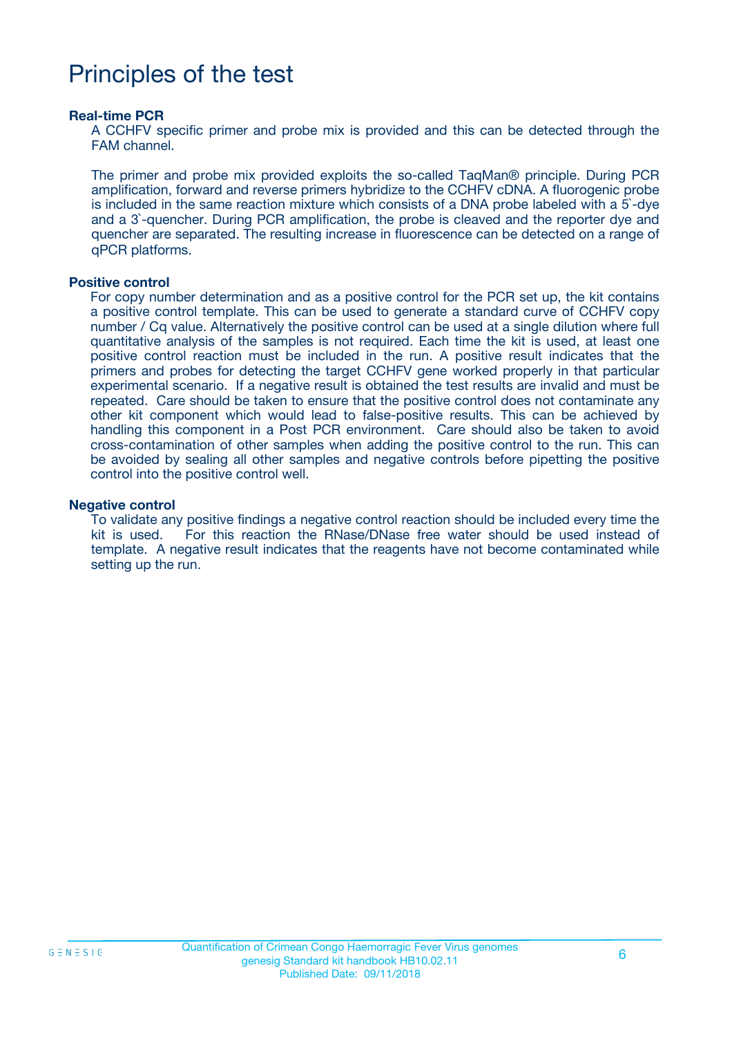# Principles of the test

**Real-time PCR**

A CCHFV specific primer and probe mix is provided and this can be detected through the FAM channel.

The primer and probe mix provided exploits the so-called TaqMan® principle. During PCR amplification, forward and reverse primers hybridize to the CCHFV cDNA. A fluorogenic probe is included in the same reaction mixture which consists of a DNA probe labeled with a 5`-dye and a 3`-quencher. During PCR amplification, the probe is cleaved and the reporter dye and quencher are separated. The resulting increase in fluorescence can be detected on a range of qPCR platforms.

**Positive control**

For copy number determination and as a positive control for the PCR set up, the kit contains a positive control template. This can be used to generate a standard curve of CCHFV copy number / Cq value. Alternatively the positive control can be used at a single dilution where full quantitative analysis of the samples is not required. Each time the kit is used, at least one positive control reaction must be included in the run. A positive result indicates that the primers and probes for detecting the target CCHFV gene worked properly in that particular experimental scenario. If a negative result is obtained the test results are invalid and must be repeated. Care should be taken to ensure that the positive control does not contaminate any other kit component which would lead to false-positive results. This can be achieved by handling this component in a Post PCR environment. Care should also be taken to avoid cross-contamination of other samples when adding the positive control to the run. This can be avoided by sealing all other samples and negative controls before pipetting the positive control into the positive control well.

**Negative control**

To validate any positive findings a negative control reaction should be included every time the kit is used. For this reaction the RNase/DNase free water should be used instead of template. A negative result indicates that the reagents have not become contaminated while setting up the run.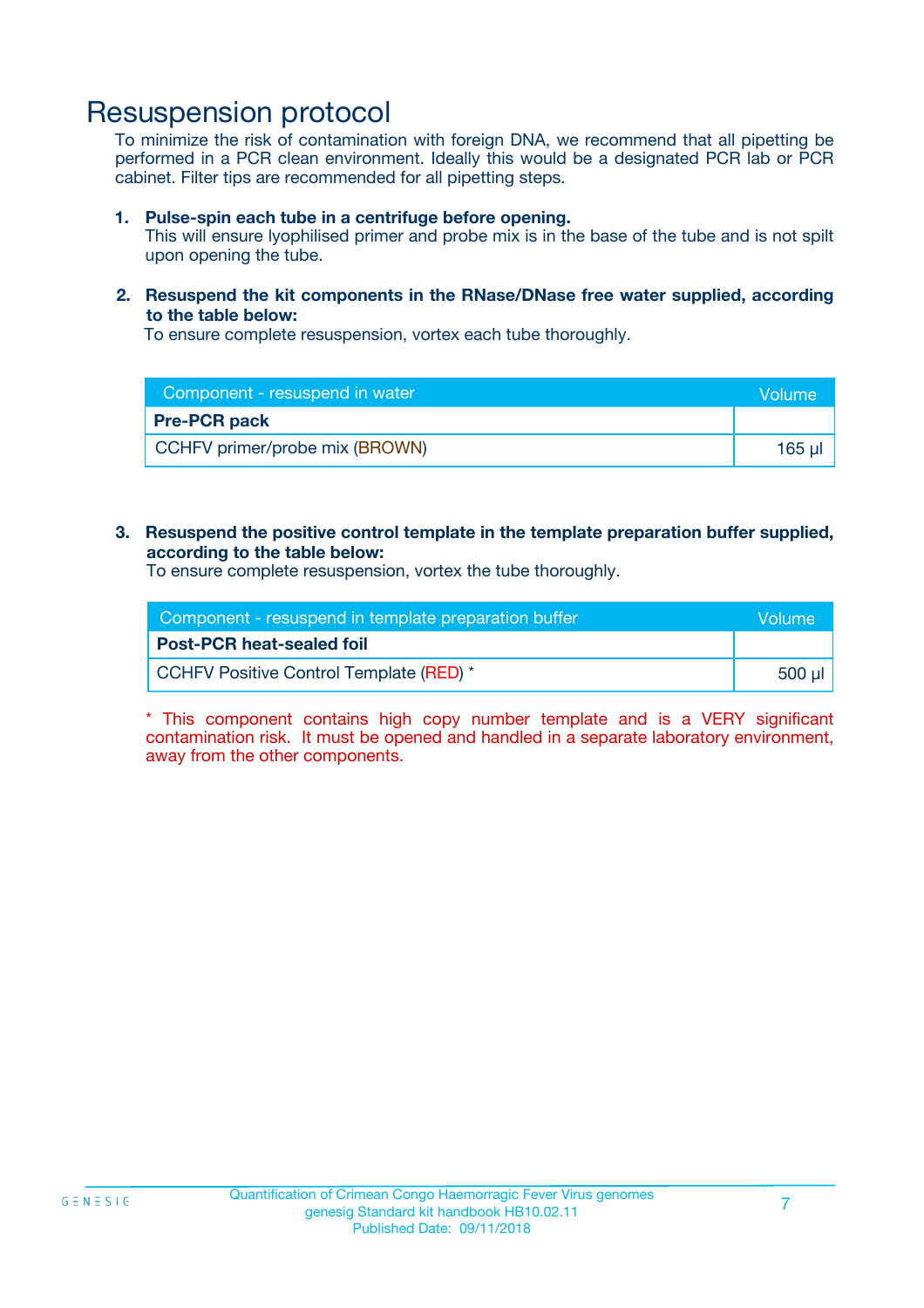# Resuspension protocol

To minimize the risk of contamination with foreign DNA, we recommend that all pipetting be performed in a PCR clean environment. Ideally this would be a designated PCR lab or PCR cabinet. Filter tips are recommended for all pipetting steps.

1. **Pulse-spin each tube in a centrifuge before opening.**
   This will ensure lyophilised primer and probe mix is in the base of the tube and is not spilt upon opening the tube.

2. **Resuspend the kit components in the RNase/DNase free water supplied, according to the table below:**
   To ensure complete resuspension, vortex each tube thoroughly.

| Component - resuspend in water | Volume |
|---|---|
| **Pre-PCR pack** | |
| CCHFV primer/probe mix (BROWN) | 165 µl |

3. **Resuspend the positive control template in the template preparation buffer supplied, according to the table below:**
   To ensure complete resuspension, vortex the tube thoroughly.

| Component - resuspend in template preparation buffer | Volume |
|---|---|
| **Post-PCR heat-sealed foil** | |
| CCHFV Positive Control Template (RED) * | 500 µl |

* This component contains high copy number template and is a VERY significant contamination risk. It must be opened and handled in a separate laboratory environment, away from the other components.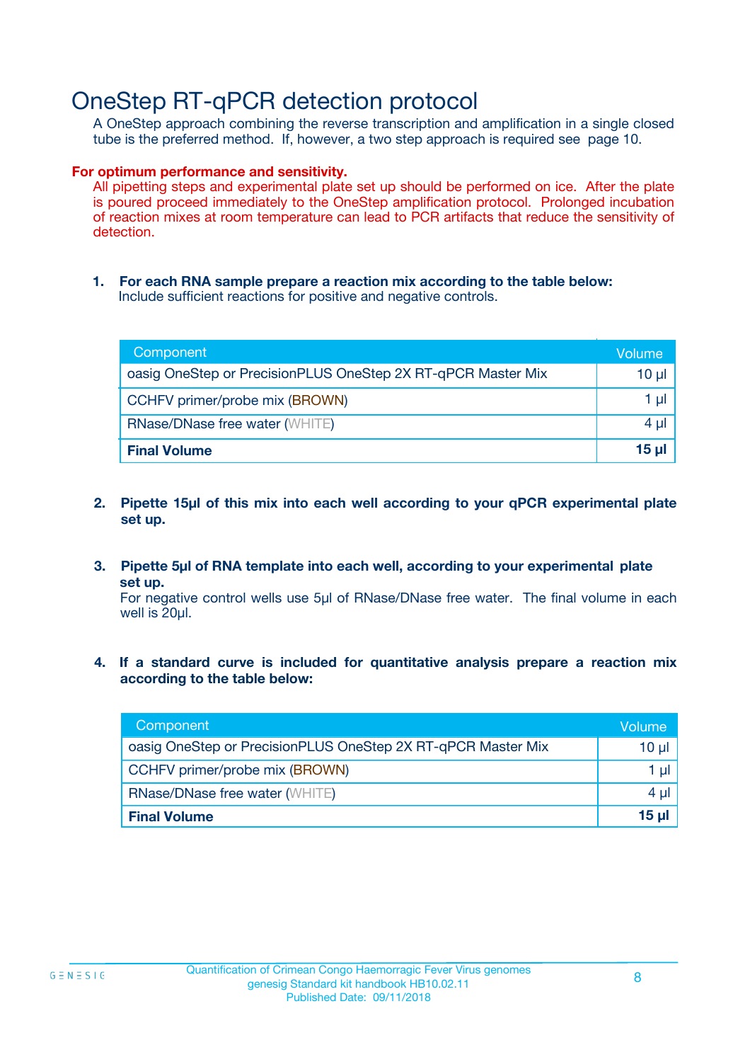# OneStep RT-qPCR detection protocol

A OneStep approach combining the reverse transcription and amplification in a single closed tube is the preferred method. If, however, a two step approach is required see page 10.

**For optimum performance and sensitivity.**

All pipetting steps and experimental plate set up should be performed on ice. After the plate is poured proceed immediately to the OneStep amplification protocol. Prolonged incubation of reaction mixes at room temperature can lead to PCR artifacts that reduce the sensitivity of detection.

1. **For each RNA sample prepare a reaction mix according to the table below:**
   Include sufficient reactions for positive and negative controls.

| Component | Volume |
|---|---|
| oasig OneStep or PrecisionPLUS OneStep 2X RT-qPCR Master Mix | 10 µl |
| CCHFV primer/probe mix (BROWN) | 1 µl |
| RNase/DNase free water (WHITE) | 4 µl |
| **Final Volume** | **15 µl** |

2. **Pipette 15µl of this mix into each well according to your qPCR experimental plate set up.**

3. **Pipette 5µl of RNA template into each well, according to your experimental plate set up.**
   For negative control wells use 5µl of RNase/DNase free water. The final volume in each well is 20µl.

4. **If a standard curve is included for quantitative analysis prepare a reaction mix according to the table below:**

| Component | Volume |
|---|---|
| oasig OneStep or PrecisionPLUS OneStep 2X RT-qPCR Master Mix | 10 µl |
| CCHFV primer/probe mix (BROWN) | 1 µl |
| RNase/DNase free water (WHITE) | 4 µl |
| **Final Volume** | **15 µl** |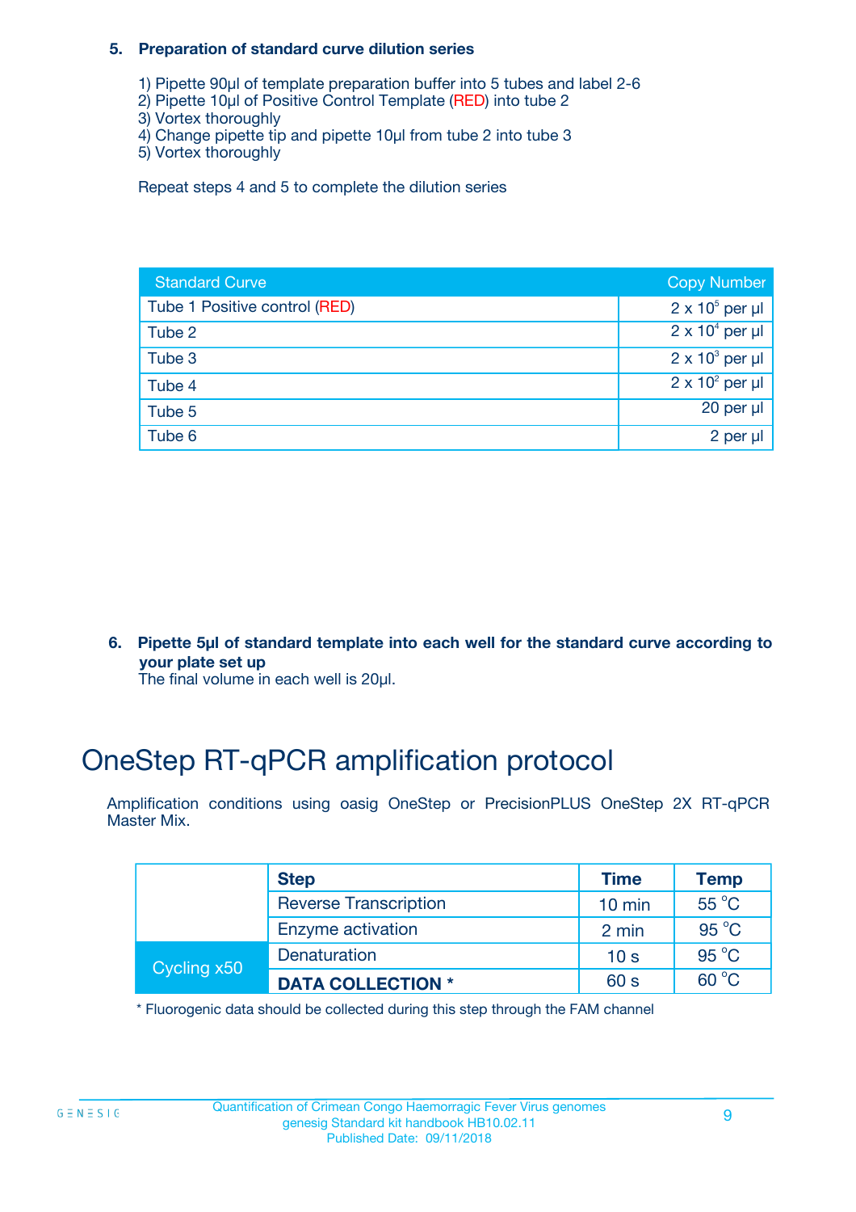**5. Preparation of standard curve dilution series**

1) Pipette 90µl of template preparation buffer into 5 tubes and label 2-6
2) Pipette 10µl of Positive Control Template (RED) into tube 2
3) Vortex thoroughly
4) Change pipette tip and pipette 10µl from tube 2 into tube 3
5) Vortex thoroughly

Repeat steps 4 and 5 to complete the dilution series

| Standard Curve | Copy Number |
|---|---|
| Tube 1 Positive control (RED) | $2 \times 10^5$ per µl |
| Tube 2 | $2 \times 10^4$ per µl |
| Tube 3 | $2 \times 10^3$ per µl |
| Tube 4 | $2 \times 10^2$ per µl |
| Tube 5 | 20 per µl |
| Tube 6 | 2 per µl |

**6. Pipette 5µl of standard template into each well for the standard curve according to your plate set up**

The final volume in each well is 20µl.

# OneStep RT-qPCR amplification protocol

Amplification conditions using oasig OneStep or PrecisionPLUS OneStep 2X RT-qPCR Master Mix.

| | Step | Time | Temp |
|---|---|---|---|
| | Reverse Transcription | 10 min | 55 °C |
| | Enzyme activation | 2 min | 95 °C |
| Cycling x50 | Denaturation | 10 s | 95 °C |
| | **DATA COLLECTION *** | 60 s | 60 °C |

* Fluorogenic data should be collected during this step through the FAM channel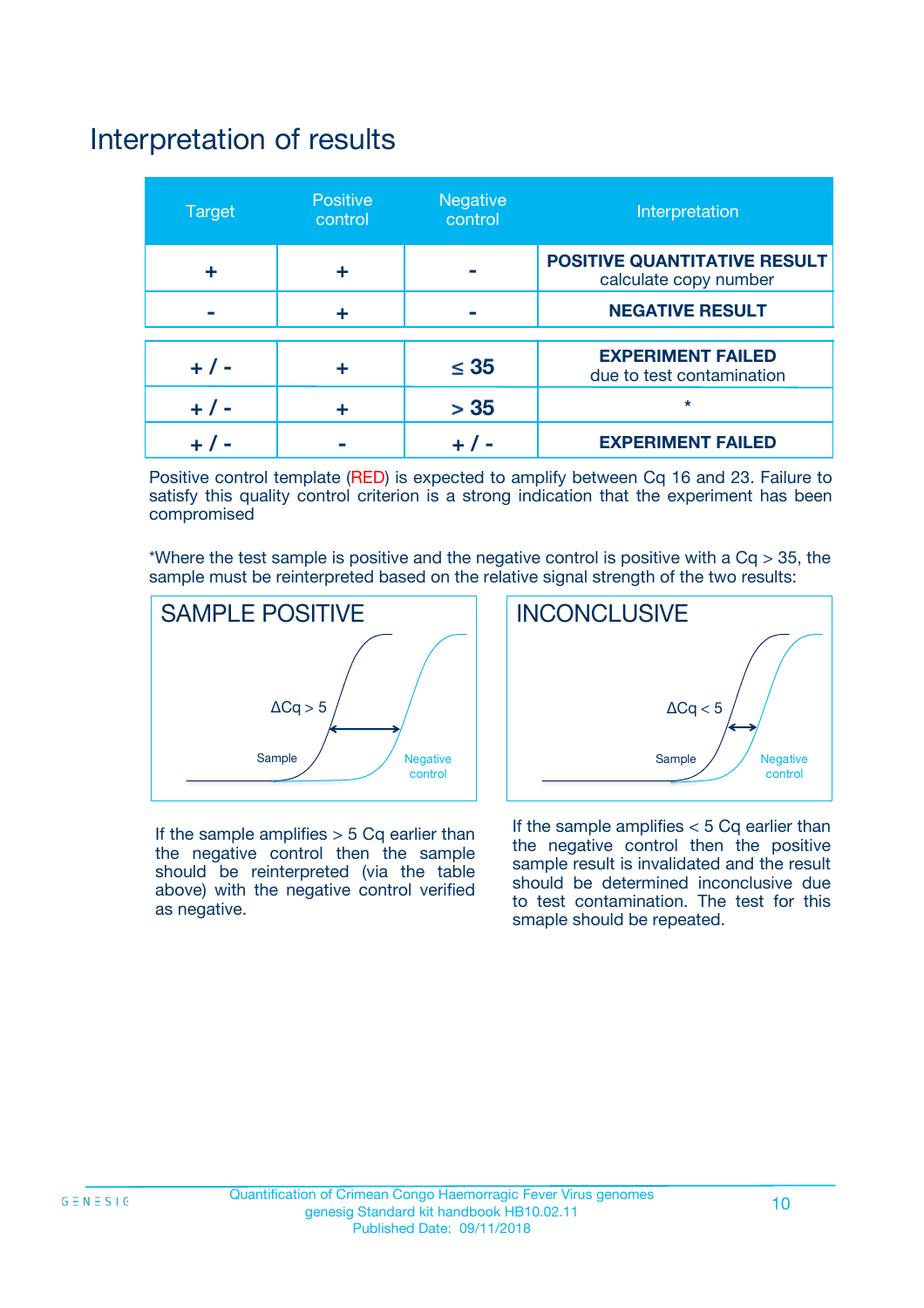# Interpretation of results

| Target | Positive control | Negative control | Interpretation |
|---|---|---|---|
| + | + | - | **POSITIVE QUANTITATIVE RESULT** calculate copy number |
| - | + | - | **NEGATIVE RESULT** |
| + / - | + | ≤ 35 | **EXPERIMENT FAILED** due to test contamination |
| + / - | + | > 35 | * |
| + / - | - | + / - | **EXPERIMENT FAILED** |

Positive control template (RED) is expected to amplify between Cq 16 and 23. Failure to satisfy this quality control criterion is a strong indication that the experiment has been compromised

*Where the test sample is positive and the negative control is positive with a Cq > 35, the sample must be reinterpreted based on the relative signal strength of the two results:

SAMPLE POSITIVE

ΔCq > 5

Sample

Negative control

If the sample amplifies > 5 Cq earlier than the negative control then the sample should be reinterpreted (via the table above) with the negative control verified as negative.

INCONCLUSIVE

ΔCq < 5

Sample

Negative control

If the sample amplifies < 5 Cq earlier than the negative control then the positive sample result is invalidated and the result should be determined inconclusive due to test contamination. The test for this smaple should be repeated.